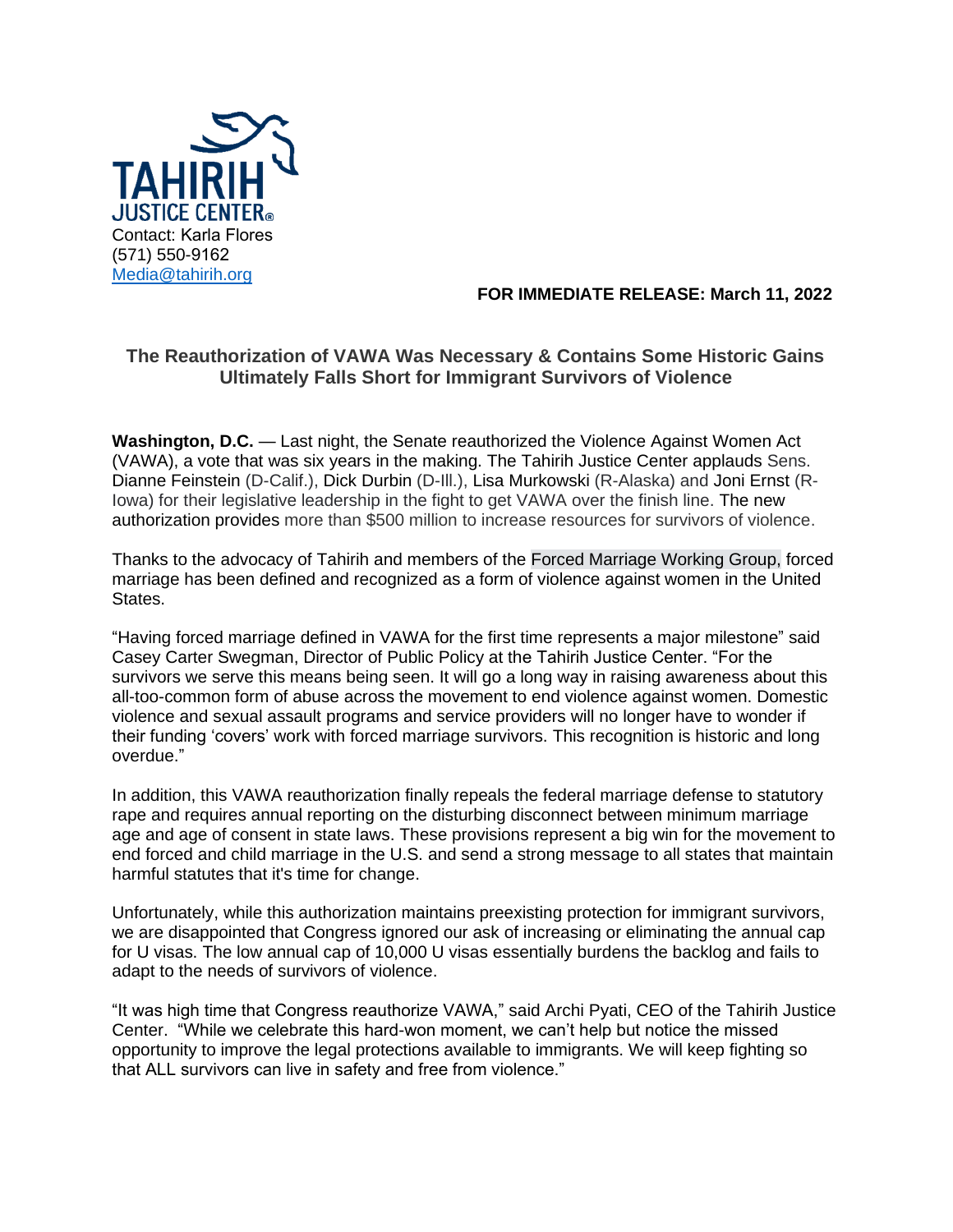TAHIRIH JUSTICE CENTER®

Contact: Karla Flores
(571) 550-9162
Media@tahirih.org

**FOR IMMEDIATE RELEASE: March 11, 2022**

## The Reauthorization of VAWA Was Necessary & Contains Some Historic Gains Ultimately Falls Short for Immigrant Survivors of Violence

**Washington, D.C.** — Last night, the Senate reauthorized the Violence Against Women Act (VAWA), a vote that was six years in the making. The Tahirih Justice Center applauds Sens. Dianne Feinstein (D-Calif.), Dick Durbin (D-Ill.), Lisa Murkowski (R-Alaska) and Joni Ernst (R-Iowa) for their legislative leadership in the fight to get VAWA over the finish line. The new authorization provides more than $500 million to increase resources for survivors of violence.

Thanks to the advocacy of Tahirih and members of the Forced Marriage Working Group, forced marriage has been defined and recognized as a form of violence against women in the United States.

"Having forced marriage defined in VAWA for the first time represents a major milestone" said Casey Carter Swegman, Director of Public Policy at the Tahirih Justice Center. "For the survivors we serve this means being seen. It will go a long way in raising awareness about this all-too-common form of abuse across the movement to end violence against women. Domestic violence and sexual assault programs and service providers will no longer have to wonder if their funding 'covers' work with forced marriage survivors. This recognition is historic and long overdue."

In addition, this VAWA reauthorization finally repeals the federal marriage defense to statutory rape and requires annual reporting on the disturbing disconnect between minimum marriage age and age of consent in state laws. These provisions represent a big win for the movement to end forced and child marriage in the U.S. and send a strong message to all states that maintain harmful statutes that it's time for change.

Unfortunately, while this authorization maintains preexisting protection for immigrant survivors, we are disappointed that Congress ignored our ask of increasing or eliminating the annual cap for U visas. The low annual cap of 10,000 U visas essentially burdens the backlog and fails to adapt to the needs of survivors of violence.

"It was high time that Congress reauthorize VAWA," said Archi Pyati, CEO of the Tahirih Justice Center. "While we celebrate this hard-won moment, we can't help but notice the missed opportunity to improve the legal protections available to immigrants. We will keep fighting so that ALL survivors can live in safety and free from violence."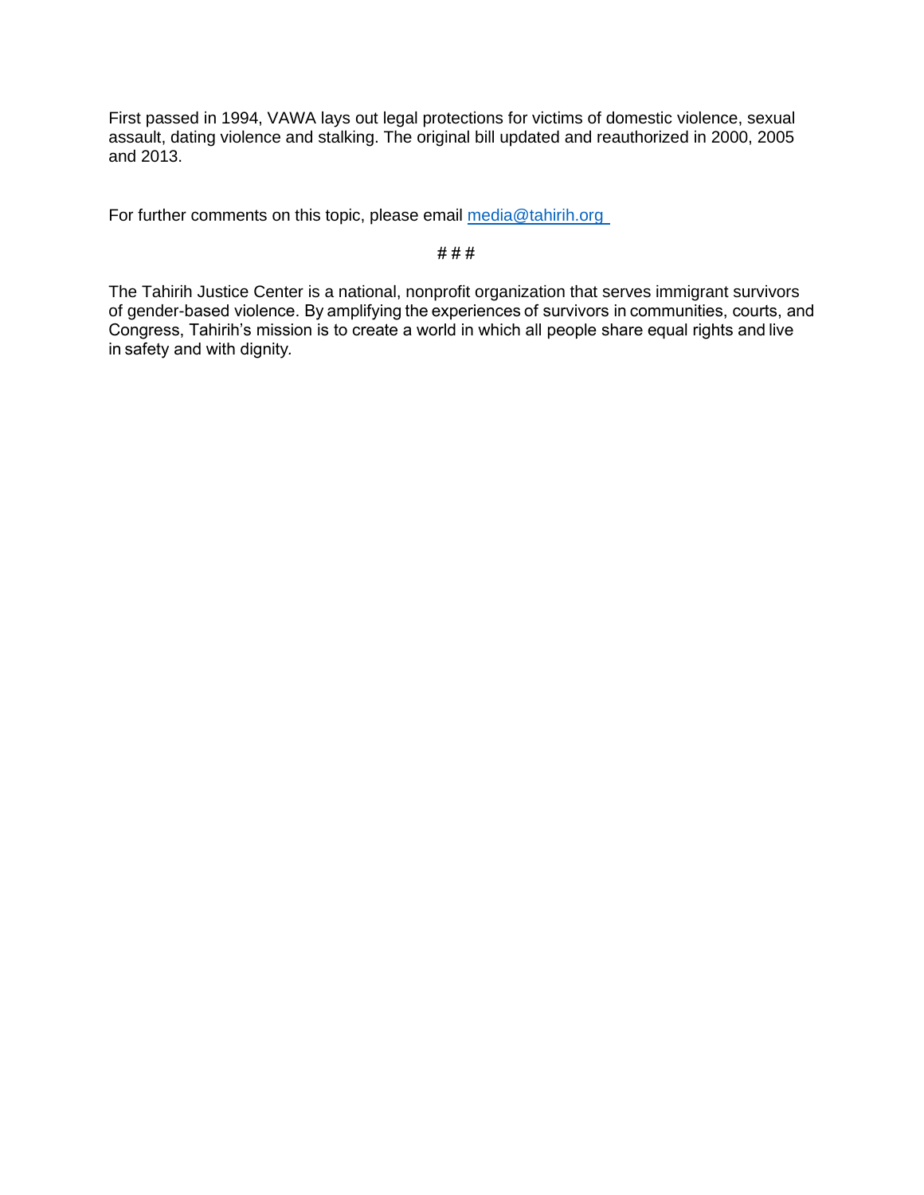First passed in 1994, VAWA lays out legal protections for victims of domestic violence, sexual assault, dating violence and stalking. The original bill updated and reauthorized in 2000, 2005 and 2013.

For further comments on this topic, please email [media@tahirih.org](mailto:media@tahirih.org)

# # #

The Tahirih Justice Center is a national, nonprofit organization that serves immigrant survivors of gender-based violence. By amplifying the experiences of survivors in communities, courts, and Congress, Tahirih's mission is to create a world in which all people share equal rights and live in safety and with dignity.